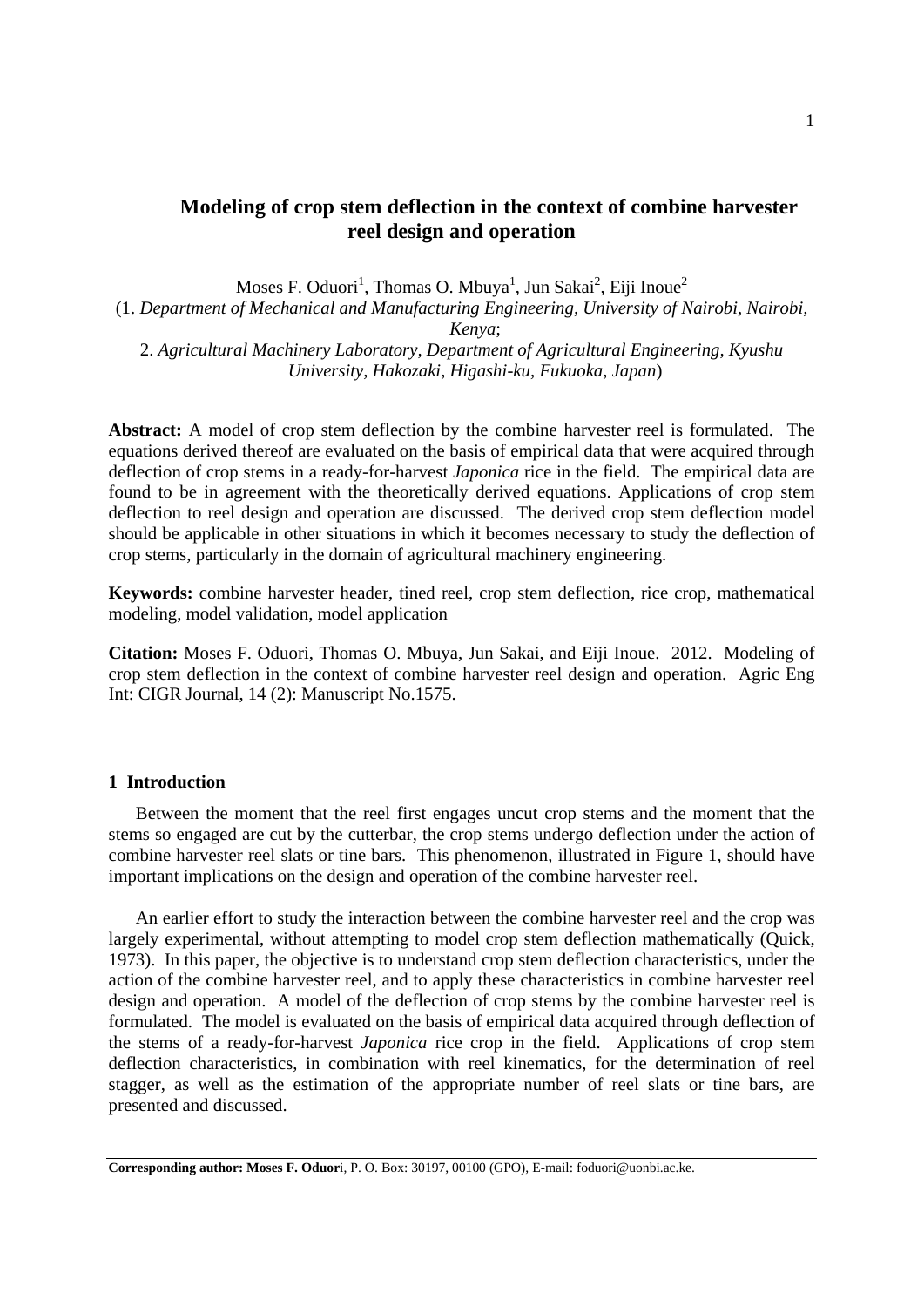# Modeling of crop stem deflection in the context of combine harvester reel design and operation

Moses F. Oduori[1], Thomas O. Mbuya[1], Jun Sakai[2], Eiji Inoue[2]

(1. *Department of Mechanical and Manufacturing Engineering, University of Nairobi, Nairobi, Kenya*;
2. *Agricultural Machinery Laboratory, Department of Agricultural Engineering, Kyushu University, Hakozaki, Higashi-ku, Fukuoka, Japan*)

**Abstract:** A model of crop stem deflection by the combine harvester reel is formulated. The equations derived thereof are evaluated on the basis of empirical data that were acquired through deflection of crop stems in a ready-for-harvest *Japonica* rice in the field. The empirical data are found to be in agreement with the theoretically derived equations. Applications of crop stem deflection to reel design and operation are discussed. The derived crop stem deflection model should be applicable in other situations in which it becomes necessary to study the deflection of crop stems, particularly in the domain of agricultural machinery engineering.

**Keywords:** combine harvester header, tined reel, crop stem deflection, rice crop, mathematical modeling, model validation, model application

**Citation:** Moses F. Oduori, Thomas O. Mbuya, Jun Sakai, and Eiji Inoue. 2012. Modeling of crop stem deflection in the context of combine harvester reel design and operation. Agric Eng Int: CIGR Journal, 14 (2): Manuscript No.1575.

## 1 Introduction

Between the moment that the reel first engages uncut crop stems and the moment that the stems so engaged are cut by the cutterbar, the crop stems undergo deflection under the action of combine harvester reel slats or tine bars. This phenomenon, illustrated in Figure 1, should have important implications on the design and operation of the combine harvester reel.

An earlier effort to study the interaction between the combine harvester reel and the crop was largely experimental, without attempting to model crop stem deflection mathematically (Quick, 1973). In this paper, the objective is to understand crop stem deflection characteristics, under the action of the combine harvester reel, and to apply these characteristics in combine harvester reel design and operation. A model of the deflection of crop stems by the combine harvester reel is formulated. The model is evaluated on the basis of empirical data acquired through deflection of the stems of a ready-for-harvest *Japonica* rice crop in the field. Applications of crop stem deflection characteristics, in combination with reel kinematics, for the determination of reel stagger, as well as the estimation of the appropriate number of reel slats or tine bars, are presented and discussed.

**Corresponding author: Moses F. Oduori**, P. O. Box: 30197, 00100 (GPO), E-mail: foduori@uonbi.ac.ke.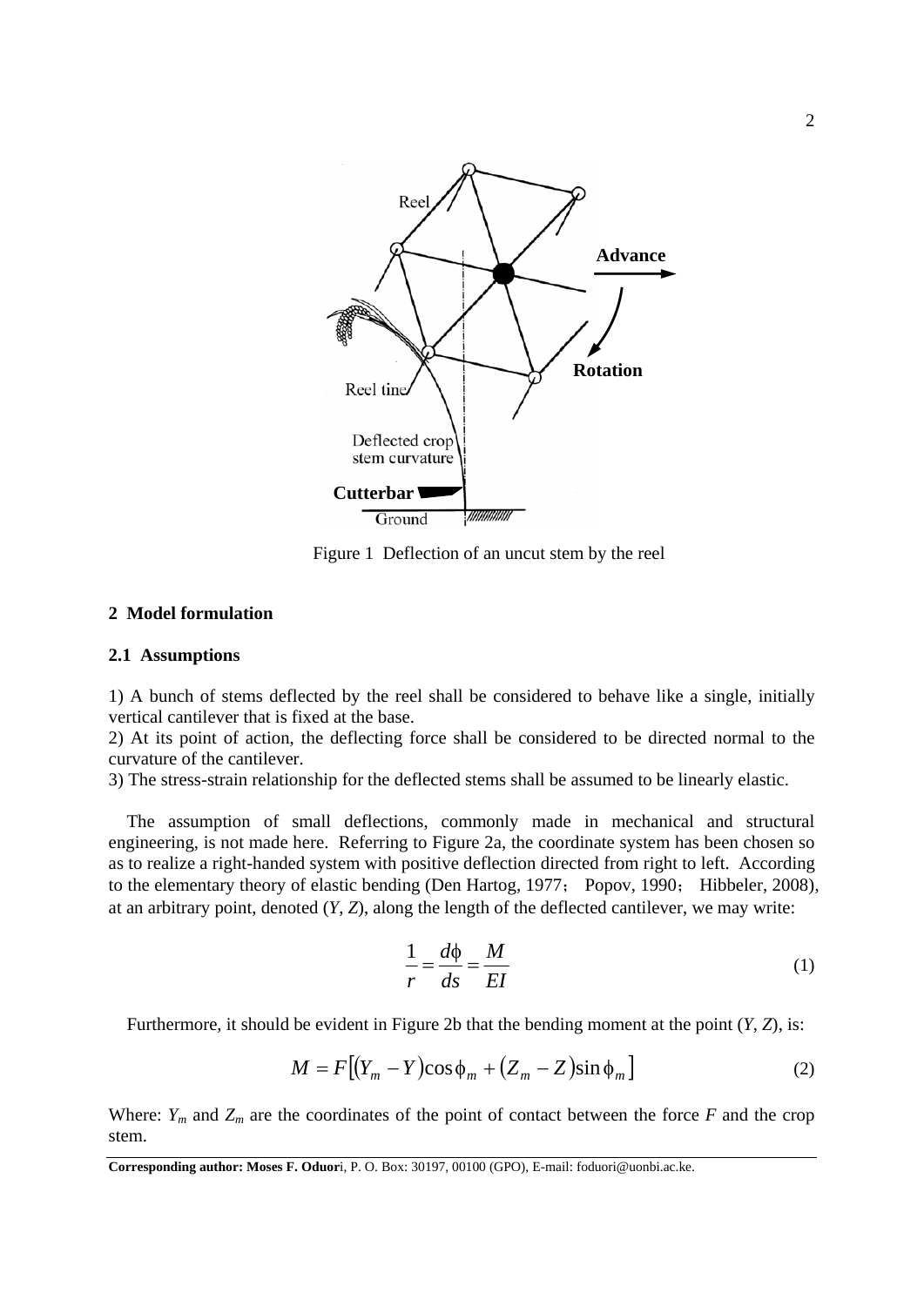Figure 1 Deflection of an uncut stem by the reel

## 2 Model formulation

### 2.1 Assumptions

1) A bunch of stems deflected by the reel shall be considered to behave like a single, initially vertical cantilever that is fixed at the base.
2) At its point of action, the deflecting force shall be considered to be directed normal to the curvature of the cantilever.
3) The stress-strain relationship for the deflected stems shall be assumed to be linearly elastic.

The assumption of small deflections, commonly made in mechanical and structural engineering, is not made here. Referring to Figure 2a, the coordinate system has been chosen so as to realize a right-handed system with positive deflection directed from right to left. According to the elementary theory of elastic bending (Den Hartog, 1977; Popov, 1990; Hibbeler, 2008), at an arbitrary point, denoted ($Y$, $Z$), along the length of the deflected cantilever, we may write:

$$\frac{1}{r} = \frac{d\phi}{ds} = \frac{M}{EI} \tag{1}$$

Furthermore, it should be evident in Figure 2b that the bending moment at the point ($Y$, $Z$), is:

$$M = F\left[(Y_m - Y)\cos\phi_m + (Z_m - Z)\sin\phi_m\right] \tag{2}$$

Where: $Y_m$ and $Z_m$ are the coordinates of the point of contact between the force $F$ and the crop stem.

**Corresponding author: Moses F. Oduor**i, P. O. Box: 30197, 00100 (GPO), E-mail: foduori@uonbi.ac.ke.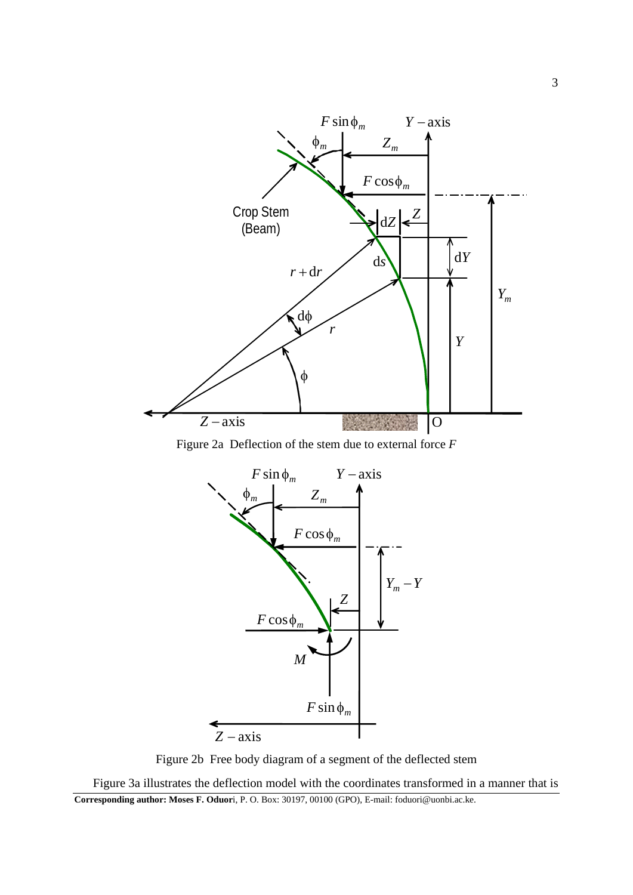Figure 2a  Deflection of the stem due to external force $F$

Figure 2b  Free body diagram of a segment of the deflected stem

Figure 3a illustrates the deflection model with the coordinates transformed in a manner that is

**Corresponding author: Moses F. Oduor**i, P. O. Box: 30197, 00100 (GPO), E-mail: foduori@uonbi.ac.ke.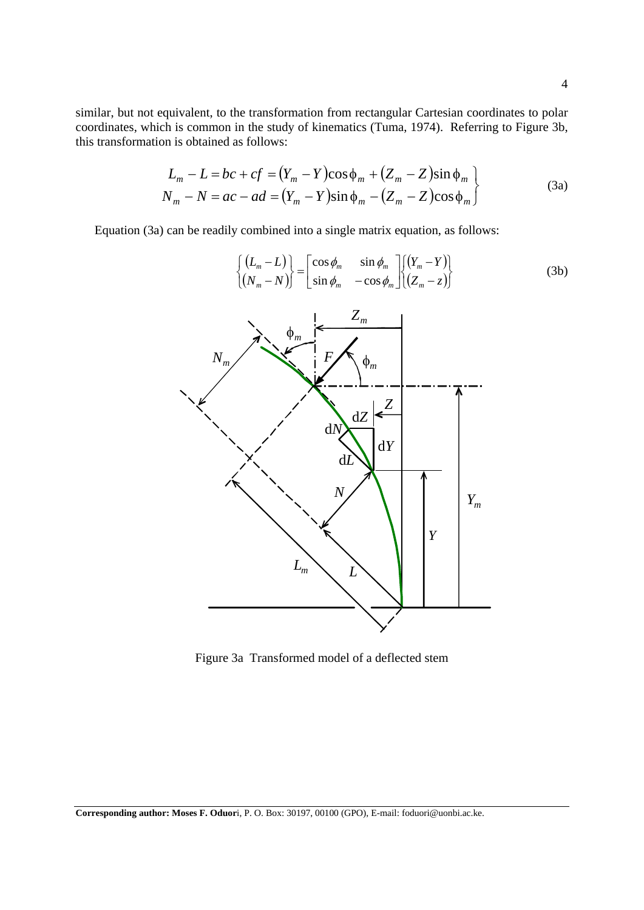similar, but not equivalent, to the transformation from rectangular Cartesian coordinates to polar coordinates, which is common in the study of kinematics (Tuma, 1974). Referring to Figure 3b, this transformation is obtained as follows:

$$\left.\begin{aligned} L_m - L &= bc + cf = (Y_m - Y)\cos\phi_m + (Z_m - Z)\sin\phi_m \\ N_m - N &= ac - ad = (Y_m - Y)\sin\phi_m - (Z_m - Z)\cos\phi_m \end{aligned}\right\} \tag{3a}$$

Equation (3a) can be readily combined into a single matrix equation, as follows:

$$\begin{Bmatrix} (L_m - L) \\ (N_m - N) \end{Bmatrix} = \begin{bmatrix} \cos\phi_m & \sin\phi_m \\ \sin\phi_m & -\cos\phi_m \end{bmatrix} \begin{Bmatrix} (Y_m - Y) \\ (Z_m - z) \end{Bmatrix} \tag{3b}$$

Figure 3a Transformed model of a deflected stem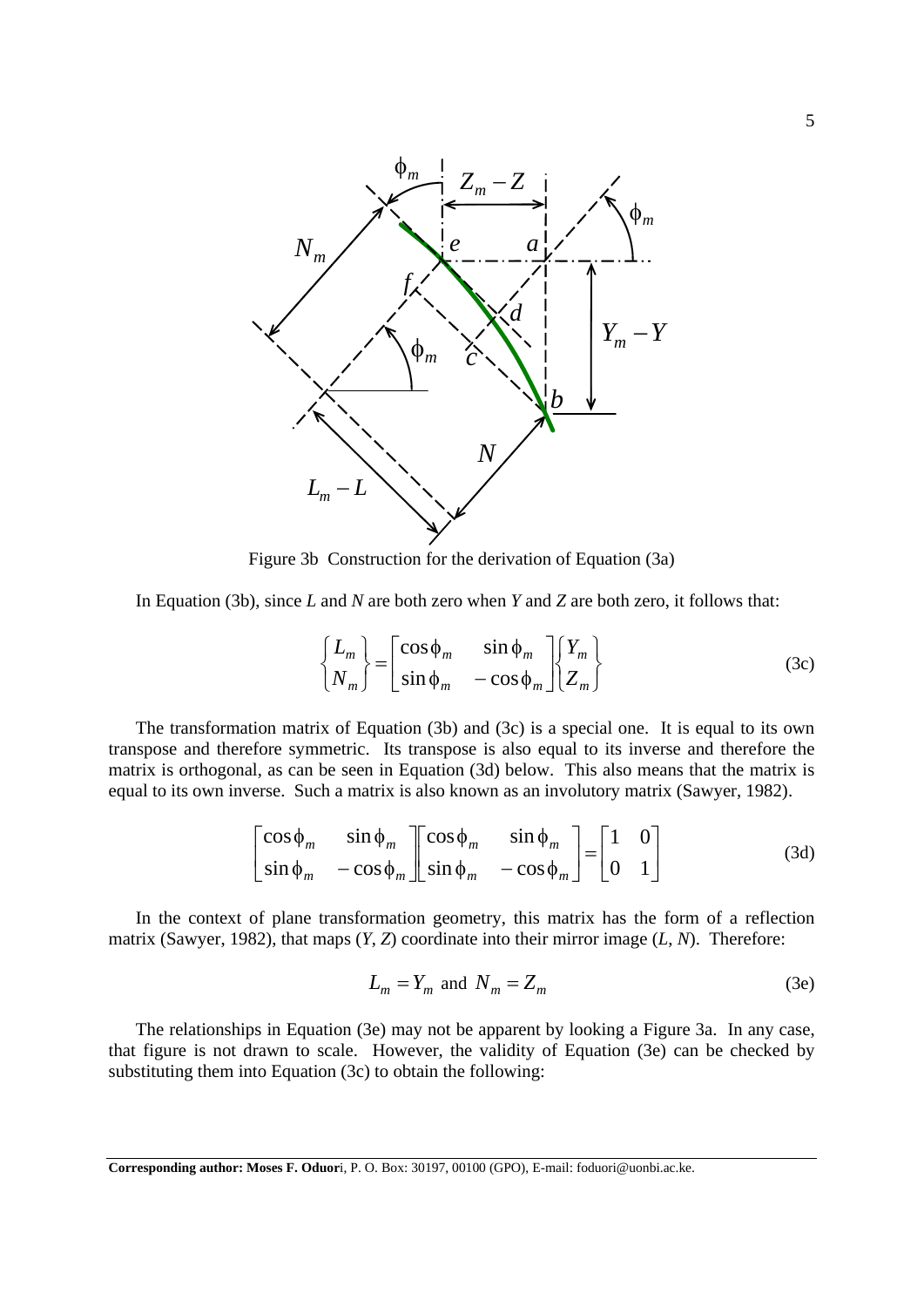Figure 3b  Construction for the derivation of Equation (3a)

In Equation (3b), since *L* and *N* are both zero when *Y* and *Z* are both zero, it follows that:

$$\begin{Bmatrix} L_m \\ N_m \end{Bmatrix} = \begin{bmatrix} \cos\phi_m & \sin\phi_m \\ \sin\phi_m & -\cos\phi_m \end{bmatrix} \begin{Bmatrix} Y_m \\ Z_m \end{Bmatrix} \tag{3c}$$

The transformation matrix of Equation (3b) and (3c) is a special one. It is equal to its own transpose and therefore symmetric. Its transpose is also equal to its inverse and therefore the matrix is orthogonal, as can be seen in Equation (3d) below. This also means that the matrix is equal to its own inverse. Such a matrix is also known as an involutory matrix (Sawyer, 1982).

$$\begin{bmatrix} \cos\phi_m & \sin\phi_m \\ \sin\phi_m & -\cos\phi_m \end{bmatrix} \begin{bmatrix} \cos\phi_m & \sin\phi_m \\ \sin\phi_m & -\cos\phi_m \end{bmatrix} = \begin{bmatrix} 1 & 0 \\ 0 & 1 \end{bmatrix} \tag{3d}$$

In the context of plane transformation geometry, this matrix has the form of a reflection matrix (Sawyer, 1982), that maps (*Y*, *Z*) coordinate into their mirror image (*L*, *N*). Therefore:

$$L_m = Y_m \text{ and } N_m = Z_m \tag{3e}$$

The relationships in Equation (3e) may not be apparent by looking a Figure 3a. In any case, that figure is not drawn to scale. However, the validity of Equation (3e) can be checked by substituting them into Equation (3c) to obtain the following:

**Corresponding author: Moses F. Oduor**i, P. O. Box: 30197, 00100 (GPO), E-mail: foduori@uonbi.ac.ke.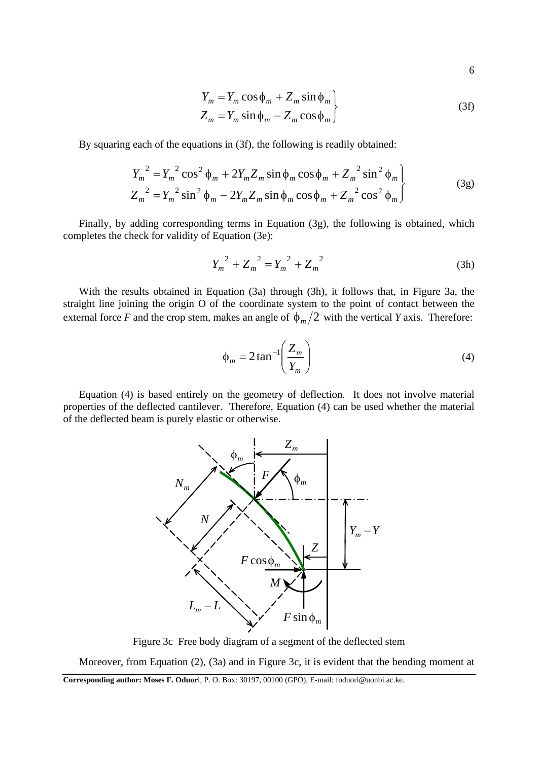$$\left.\begin{aligned} Y_m &= Y_m \cos\phi_m + Z_m \sin\phi_m \\ Z_m &= Y_m \sin\phi_m - Z_m \cos\phi_m \end{aligned}\right\} \tag{3f}$$

By squaring each of the equations in (3f), the following is readily obtained:

$$\left.\begin{aligned} {Y_m}^2 &= {Y_m}^2 \cos^2\phi_m + 2Y_m Z_m \sin\phi_m \cos\phi_m + {Z_m}^2 \sin^2\phi_m \\ {Z_m}^2 &= {Y_m}^2 \sin^2\phi_m - 2Y_m Z_m \sin\phi_m \cos\phi_m + {Z_m}^2 \cos^2\phi_m \end{aligned}\right\} \tag{3g}$$

Finally, by adding corresponding terms in Equation (3g), the following is obtained, which completes the check for validity of Equation (3e):

$${Y_m}^2 + {Z_m}^2 = {Y_m}^2 + {Z_m}^2 \tag{3h}$$

With the results obtained in Equation (3a) through (3h), it follows that, in Figure 3a, the straight line joining the origin O of the coordinate system to the point of contact between the external force $F$ and the crop stem, makes an angle of $\phi_m/2$ with the vertical $Y$ axis. Therefore:

$$\phi_m = 2\tan^{-1}\left(\frac{Z_m}{Y_m}\right) \tag{4}$$

Equation (4) is based entirely on the geometry of deflection. It does not involve material properties of the deflected cantilever. Therefore, Equation (4) can be used whether the material of the deflected beam is purely elastic or otherwise.

Figure 3c Free body diagram of a segment of the deflected stem

Moreover, from Equation (2), (3a) and in Figure 3c, it is evident that the bending moment at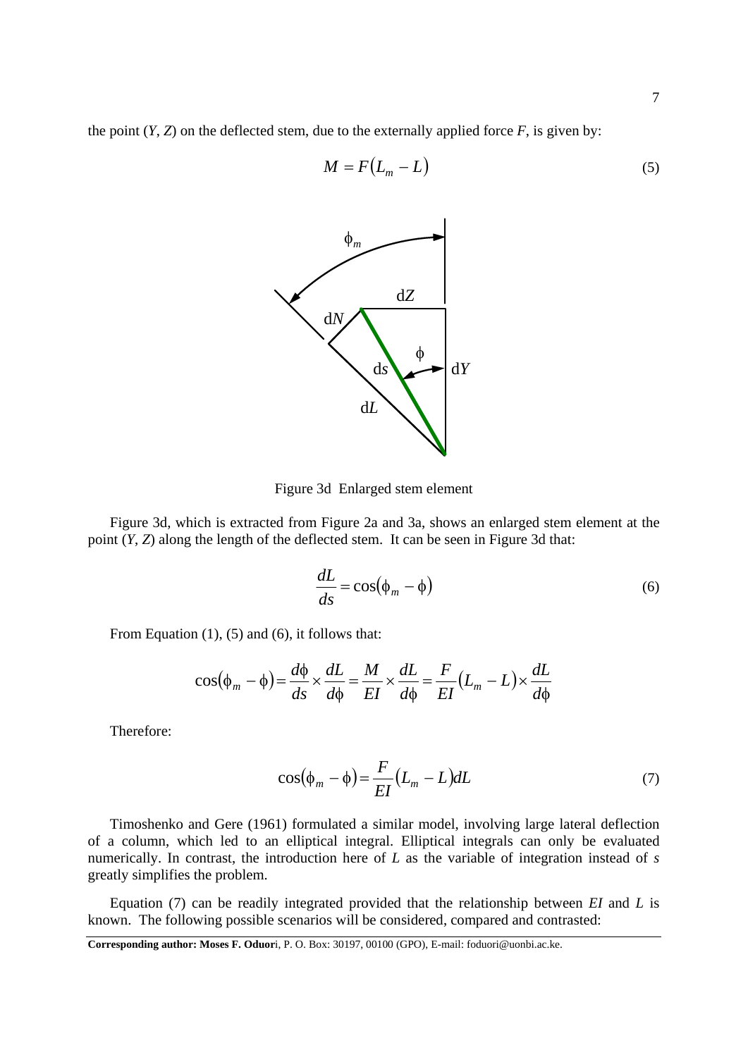the point ($Y$, $Z$) on the deflected stem, due to the externally applied force $F$, is given by:

$$M = F(L_m - L) \tag{5}$$

Figure 3d Enlarged stem element

Figure 3d, which is extracted from Figure 2a and 3a, shows an enlarged stem element at the point ($Y$, $Z$) along the length of the deflected stem. It can be seen in Figure 3d that:

$$\frac{dL}{ds} = \cos(\phi_m - \phi) \tag{6}$$

From Equation (1), (5) and (6), it follows that:

$$\cos(\phi_m - \phi) = \frac{d\phi}{ds} \times \frac{dL}{d\phi} = \frac{M}{EI} \times \frac{dL}{d\phi} = \frac{F}{EI}(L_m - L) \times \frac{dL}{d\phi}$$

Therefore:

$$\cos(\phi_m - \phi) = \frac{F}{EI}(L_m - L)dL \tag{7}$$

Timoshenko and Gere (1961) formulated a similar model, involving large lateral deflection of a column, which led to an elliptical integral. Elliptical integrals can only be evaluated numerically. In contrast, the introduction here of $L$ as the variable of integration instead of $s$ greatly simplifies the problem.

Equation (7) can be readily integrated provided that the relationship between $EI$ and $L$ is known. The following possible scenarios will be considered, compared and contrasted: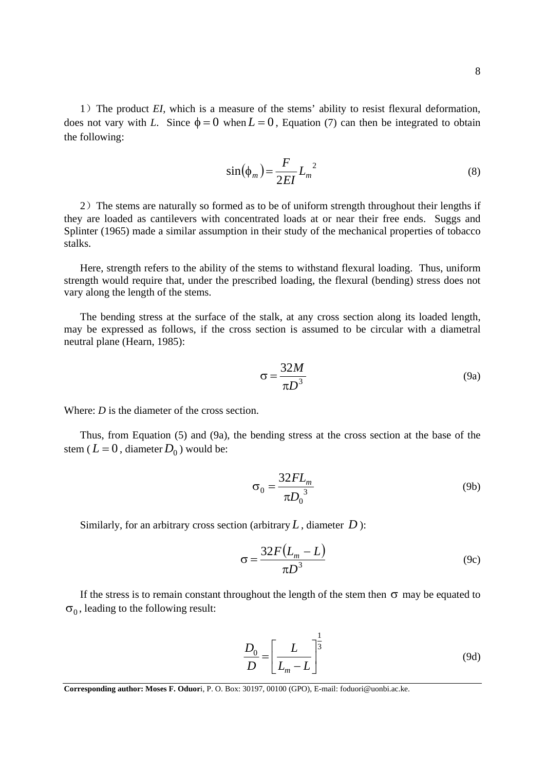1）The product *EI*, which is a measure of the stems' ability to resist flexural deformation, does not vary with *L*. Since $\phi = 0$ when $L = 0$, Equation (7) can then be integrated to obtain the following:

$$\sin(\phi_m) = \frac{F}{2EI} L_m^{\ 2} \tag{8}$$

2）The stems are naturally so formed as to be of uniform strength throughout their lengths if they are loaded as cantilevers with concentrated loads at or near their free ends. Suggs and Splinter (1965) made a similar assumption in their study of the mechanical properties of tobacco stalks.

Here, strength refers to the ability of the stems to withstand flexural loading. Thus, uniform strength would require that, under the prescribed loading, the flexural (bending) stress does not vary along the length of the stems.

The bending stress at the surface of the stalk, at any cross section along its loaded length, may be expressed as follows, if the cross section is assumed to be circular with a diametral neutral plane (Hearn, 1985):

$$\sigma = \frac{32M}{\pi D^3} \tag{9a}$$

Where: *D* is the diameter of the cross section.

Thus, from Equation (5) and (9a), the bending stress at the cross section at the base of the stem ($L = 0$, diameter $D_0$) would be:

$$\sigma_0 = \frac{32FL_m}{\pi D_0^{\ 3}} \tag{9b}$$

Similarly, for an arbitrary cross section (arbitrary $L$, diameter $D$):

$$\sigma = \frac{32F(L_m - L)}{\pi D^3} \tag{9c}$$

If the stress is to remain constant throughout the length of the stem then $\sigma$ may be equated to $\sigma_0$, leading to the following result:

$$\frac{D_0}{D} = \left[\frac{L}{L_m - L}\right]^{\frac{1}{3}} \tag{9d}$$

**Corresponding author: Moses F. Oduor**i, P. O. Box: 30197, 00100 (GPO), E-mail: foduori@uonbi.ac.ke.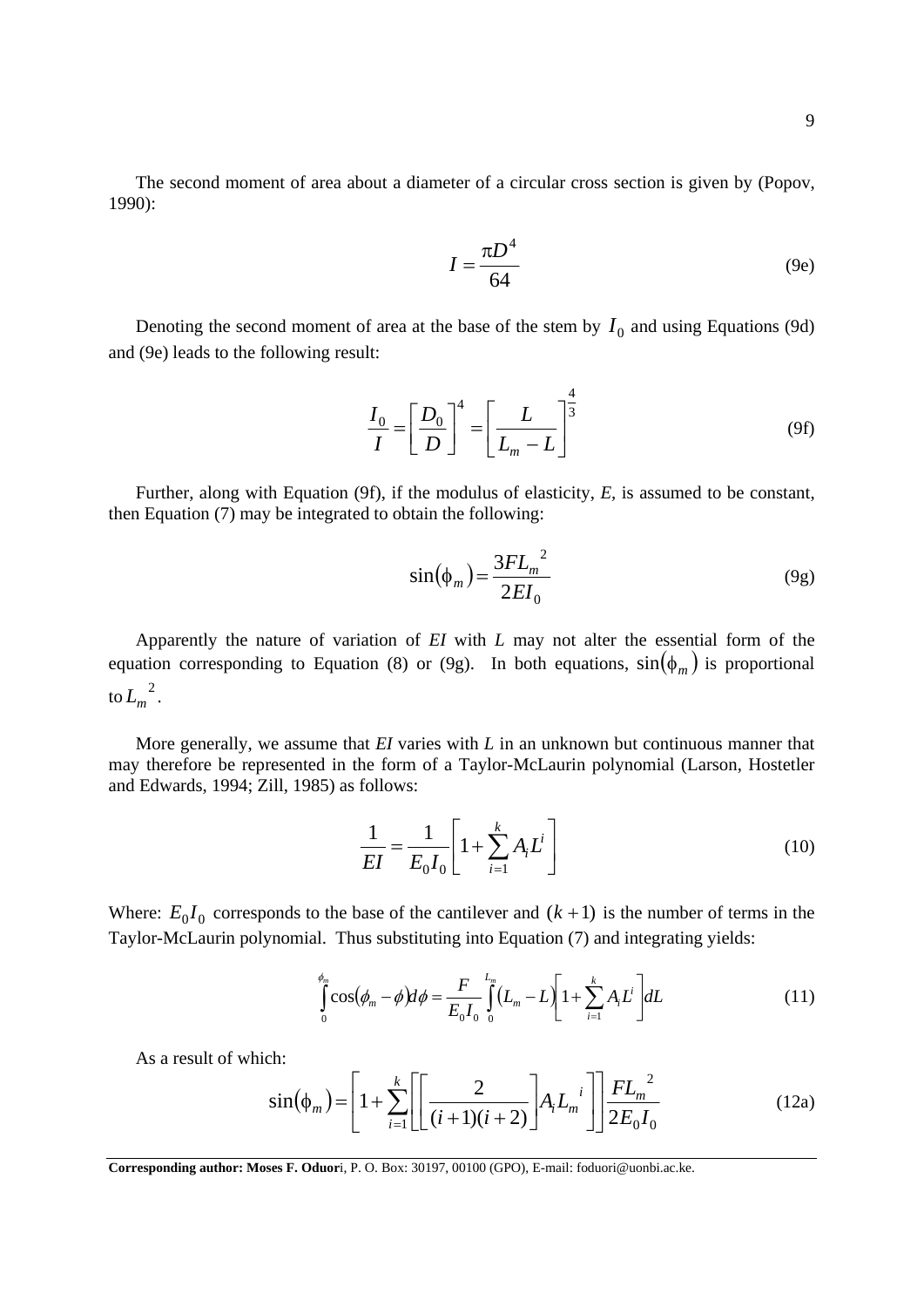The second moment of area about a diameter of a circular cross section is given by (Popov, 1990):

$$I = \frac{\pi D^4}{64} \tag{9e}$$

Denoting the second moment of area at the base of the stem by $I_0$ and using Equations (9d) and (9e) leads to the following result:

$$\frac{I_0}{I} = \left[\frac{D_0}{D}\right]^4 = \left[\frac{L}{L_m - L}\right]^{\frac{4}{3}} \tag{9f}$$

Further, along with Equation (9f), if the modulus of elasticity, *E*, is assumed to be constant, then Equation (7) may be integrated to obtain the following:

$$\sin(\phi_m) = \frac{3FL_m{}^2}{2EI_0} \tag{9g}$$

Apparently the nature of variation of *EI* with *L* may not alter the essential form of the equation corresponding to Equation (8) or (9g). In both equations, $\sin(\phi_m)$ is proportional to $L_m{}^2$.

More generally, we assume that *EI* varies with *L* in an unknown but continuous manner that may therefore be represented in the form of a Taylor-McLaurin polynomial (Larson, Hostetler and Edwards, 1994; Zill, 1985) as follows:

$$\frac{1}{EI} = \frac{1}{E_0 I_0}\left[1 + \sum_{i=1}^{k} A_i L^i\right] \tag{10}$$

Where: $E_0 I_0$ corresponds to the base of the cantilever and $(k+1)$ is the number of terms in the Taylor-McLaurin polynomial. Thus substituting into Equation (7) and integrating yields:

$$\int_0^{\phi_m} \cos(\phi_m - \phi)d\phi = \frac{F}{E_0 I_0}\int_0^{L_m} (L_m - L)\left[1 + \sum_{i=1}^{k} A_i L^i\right]dL \tag{11}$$

As a result of which:

$$\sin(\phi_m) = \left[1 + \sum_{i=1}^{k}\left[\left[\frac{2}{(i+1)(i+2)}\right]A_i L_m{}^i\right]\right]\frac{FL_m{}^2}{2E_0 I_0} \tag{12a}$$

**Corresponding author: Moses F. Oduori**, P. O. Box: 30197, 00100 (GPO), E-mail: foduori@uonbi.ac.ke.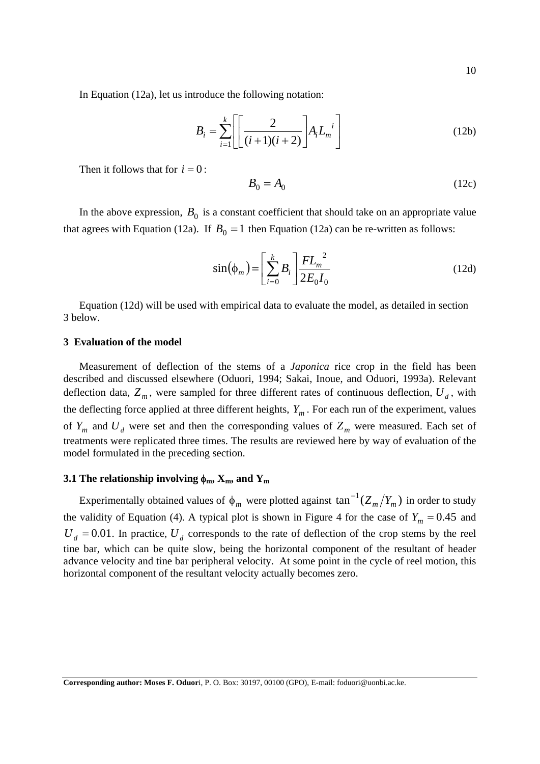In Equation (12a), let us introduce the following notation:

$$B_i = \sum_{i=1}^{k} \left[ \left[ \frac{2}{(i+1)(i+2)} \right] A_i L_m{}^i \right] \tag{12b}$$

Then it follows that for $i = 0$:

$$B_0 = A_0 \tag{12c}$$

In the above expression, $B_0$ is a constant coefficient that should take on an appropriate value that agrees with Equation (12a). If $B_0 = 1$ then Equation (12a) can be re-written as follows:

$$\sin(\phi_m) = \left[ \sum_{i=0}^{k} B_i \right] \frac{F L_m{}^2}{2 E_0 I_0} \tag{12d}$$

Equation (12d) will be used with empirical data to evaluate the model, as detailed in section 3 below.

## 3 Evaluation of the model

Measurement of deflection of the stems of a *Japonica* rice crop in the field has been described and discussed elsewhere (Oduori, 1994; Sakai, Inoue, and Oduori, 1993a). Relevant deflection data, $Z_m$, were sampled for three different rates of continuous deflection, $U_d$, with the deflecting force applied at three different heights, $Y_m$. For each run of the experiment, values of $Y_m$ and $U_d$ were set and then the corresponding values of $Z_m$ were measured. Each set of treatments were replicated three times. The results are reviewed here by way of evaluation of the model formulated in the preceding section.

### 3.1 The relationship involving $\phi_m$, $X_m$, and $Y_m$

Experimentally obtained values of $\phi_m$ were plotted against $\tan^{-1}(Z_m / Y_m)$ in order to study the validity of Equation (4). A typical plot is shown in Figure 4 for the case of $Y_m = 0.45$ and $U_d = 0.01$. In practice, $U_d$ corresponds to the rate of deflection of the crop stems by the reel tine bar, which can be quite slow, being the horizontal component of the resultant of header advance velocity and tine bar peripheral velocity. At some point in the cycle of reel motion, this horizontal component of the resultant velocity actually becomes zero.

**Corresponding author: Moses F. Oduori**, P. O. Box: 30197, 00100 (GPO), E-mail: foduori@uonbi.ac.ke.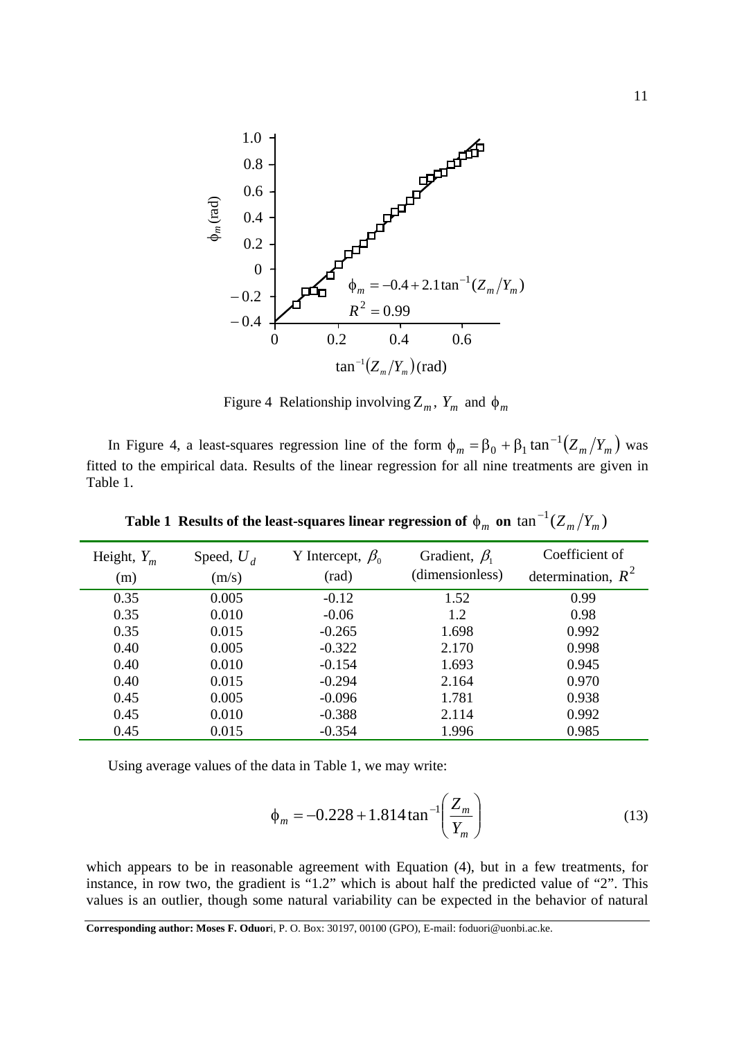Figure 4 Relationship involving $Z_m$, $Y_m$ and $\phi_m$

In Figure 4, a least-squares regression line of the form $\phi_m = \beta_0 + \beta_1 \tan^{-1}(Z_m/Y_m)$ was fitted to the empirical data. Results of the linear regression for all nine treatments are given in Table 1.

**Table 1 Results of the least-squares linear regression of $\phi_m$ on $\tan^{-1}(Z_m/Y_m)$**

| Height, $Y_m$ (m) | Speed, $U_d$ (m/s) | Y Intercept, $\beta_0$ (rad) | Gradient, $\beta_1$ (dimensionless) | Coefficient of determination, $R^2$ |
|---|---|---|---|---|
| 0.35 | 0.005 | -0.12 | 1.52 | 0.99 |
| 0.35 | 0.010 | -0.06 | 1.2 | 0.98 |
| 0.35 | 0.015 | -0.265 | 1.698 | 0.992 |
| 0.40 | 0.005 | -0.322 | 2.170 | 0.998 |
| 0.40 | 0.010 | -0.154 | 1.693 | 0.945 |
| 0.40 | 0.015 | -0.294 | 2.164 | 0.970 |
| 0.45 | 0.005 | -0.096 | 1.781 | 0.938 |
| 0.45 | 0.010 | -0.388 | 2.114 | 0.992 |
| 0.45 | 0.015 | -0.354 | 1.996 | 0.985 |

Using average values of the data in Table 1, we may write:

$$\phi_m = -0.228 + 1.814 \tan^{-1}\left(\frac{Z_m}{Y_m}\right) \tag{13}$$

which appears to be in reasonable agreement with Equation (4), but in a few treatments, for instance, in row two, the gradient is "1.2" which is about half the predicted value of "2". This values is an outlier, though some natural variability can be expected in the behavior of natural

**Corresponding author: Moses F. Oduori**, P. O. Box: 30197, 00100 (GPO), E-mail: foduori@uonbi.ac.ke.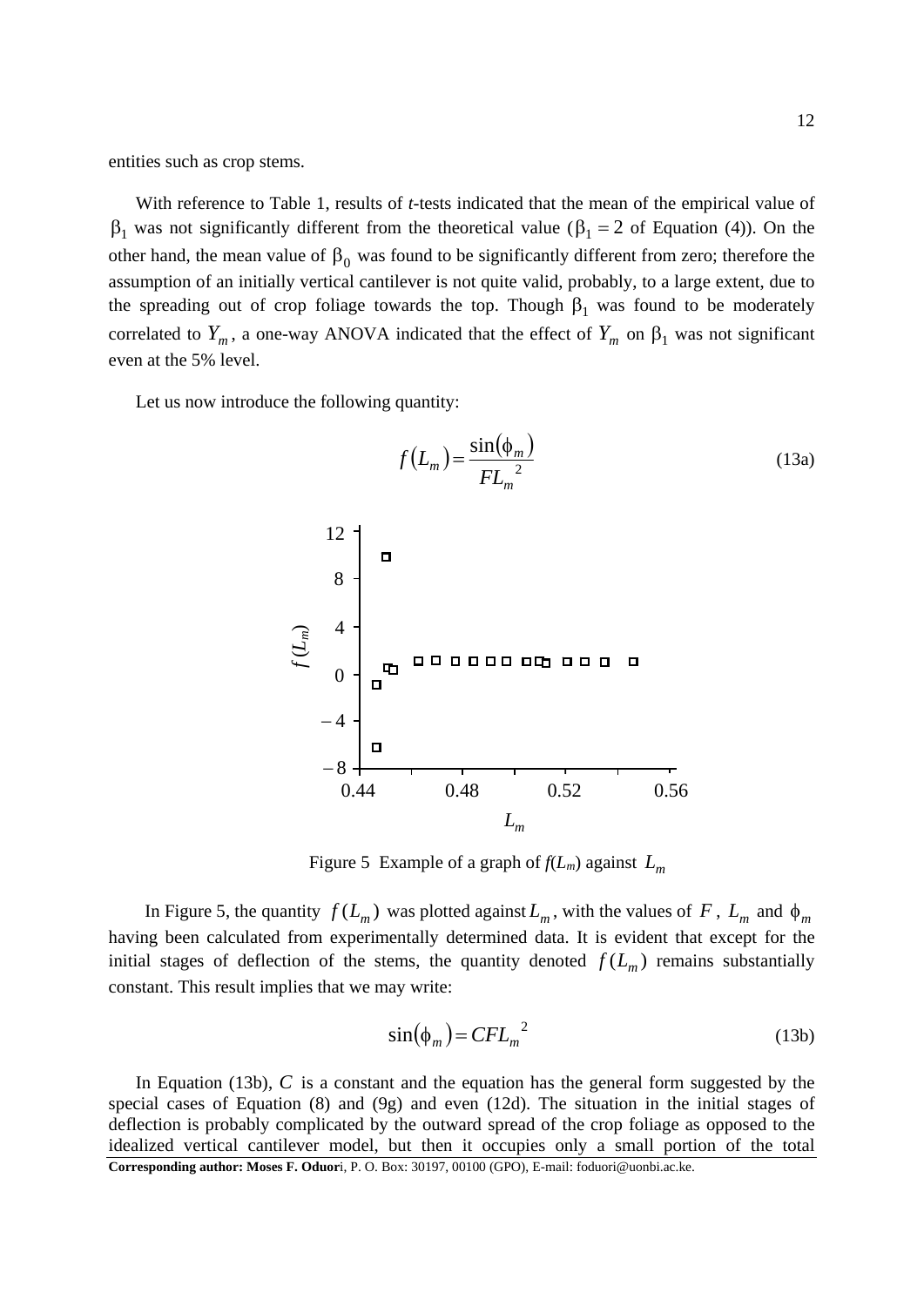entities such as crop stems.

With reference to Table 1, results of *t*-tests indicated that the mean of the empirical value of $\beta_1$ was not significantly different from the theoretical value ($\beta_1 = 2$ of Equation (4)). On the other hand, the mean value of $\beta_0$ was found to be significantly different from zero; therefore the assumption of an initially vertical cantilever is not quite valid, probably, to a large extent, due to the spreading out of crop foliage towards the top. Though $\beta_1$ was found to be moderately correlated to $Y_m$, a one-way ANOVA indicated that the effect of $Y_m$ on $\beta_1$ was not significant even at the 5% level.

Let us now introduce the following quantity:

$$f(L_m) = \frac{\sin(\phi_m)}{FL_m^{\ 2}} \tag{13a}$$

Figure 5 Example of a graph of $f(L_m)$ against $L_m$

In Figure 5, the quantity $f(L_m)$ was plotted against $L_m$, with the values of $F$, $L_m$ and $\phi_m$ having been calculated from experimentally determined data. It is evident that except for the initial stages of deflection of the stems, the quantity denoted $f(L_m)$ remains substantially constant. This result implies that we may write:

$$\sin(\phi_m) = CFL_m^{\ 2} \tag{13b}$$

In Equation (13b), $C$ is a constant and the equation has the general form suggested by the special cases of Equation (8) and (9g) and even (12d). The situation in the initial stages of deflection is probably complicated by the outward spread of the crop foliage as opposed to the idealized vertical cantilever model, but then it occupies only a small portion of the total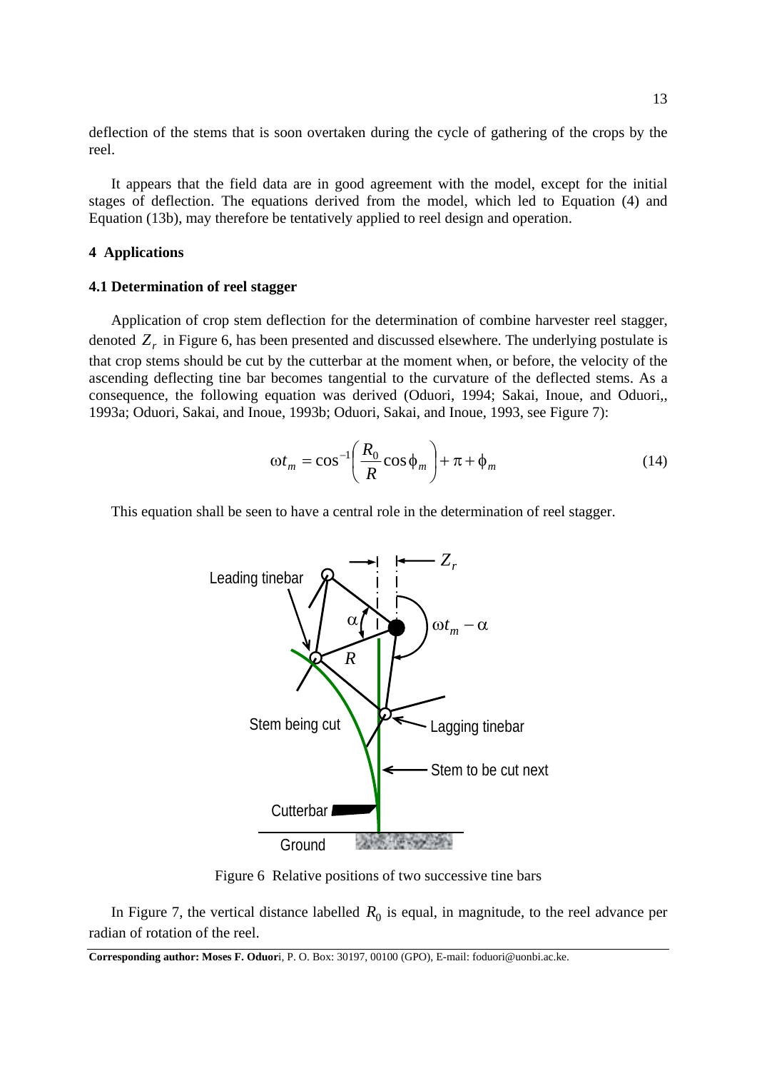deflection of the stems that is soon overtaken during the cycle of gathering of the crops by the reel.

It appears that the field data are in good agreement with the model, except for the initial stages of deflection. The equations derived from the model, which led to Equation (4) and Equation (13b), may therefore be tentatively applied to reel design and operation.

## 4 Applications

### 4.1 Determination of reel stagger

Application of crop stem deflection for the determination of combine harvester reel stagger, denoted $Z_r$ in Figure 6, has been presented and discussed elsewhere. The underlying postulate is that crop stems should be cut by the cutterbar at the moment when, or before, the velocity of the ascending deflecting tine bar becomes tangential to the curvature of the deflected stems. As a consequence, the following equation was derived (Oduori, 1994; Sakai, Inoue, and Oduori,, 1993a; Oduori, Sakai, and Inoue, 1993b; Oduori, Sakai, and Inoue, 1993, see Figure 7):

$$\omega t_m = \cos^{-1}\left(\frac{R_0}{R}\cos\phi_m\right) + \pi + \phi_m \tag{14}$$

This equation shall be seen to have a central role in the determination of reel stagger.

Figure 6 Relative positions of two successive tine bars

In Figure 7, the vertical distance labelled $R_0$ is equal, in magnitude, to the reel advance per radian of rotation of the reel.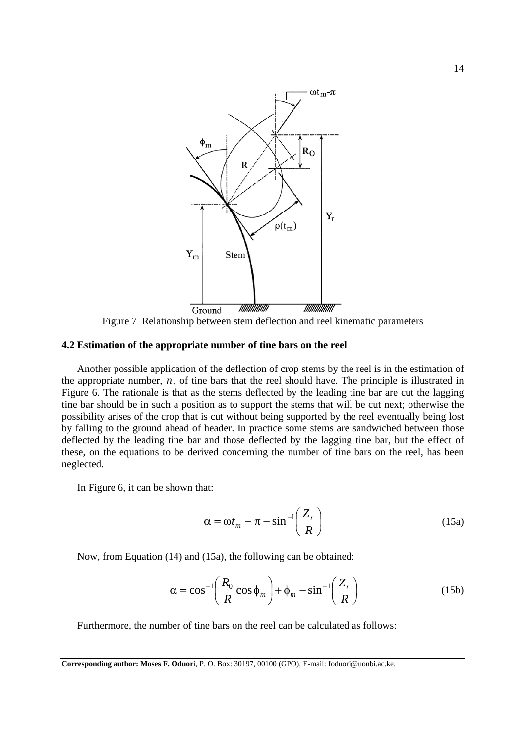Figure 7 Relationship between stem deflection and reel kinematic parameters

### 4.2 Estimation of the appropriate number of tine bars on the reel

Another possible application of the deflection of crop stems by the reel is in the estimation of the appropriate number, $n$, of tine bars that the reel should have. The principle is illustrated in Figure 6. The rationale is that as the stems deflected by the leading tine bar are cut the lagging tine bar should be in such a position as to support the stems that will be cut next; otherwise the possibility arises of the crop that is cut without being supported by the reel eventually being lost by falling to the ground ahead of header. In practice some stems are sandwiched between those deflected by the leading tine bar and those deflected by the lagging tine bar, but the effect of these, on the equations to be derived concerning the number of tine bars on the reel, has been neglected.

In Figure 6, it can be shown that:

$$\alpha = \omega t_m - \pi - \sin^{-1}\left(\frac{Z_r}{R}\right) \tag{15a}$$

Now, from Equation (14) and (15a), the following can be obtained:

$$\alpha = \cos^{-1}\left(\frac{R_0}{R}\cos\phi_m\right) + \phi_m - \sin^{-1}\left(\frac{Z_r}{R}\right) \tag{15b}$$

Furthermore, the number of tine bars on the reel can be calculated as follows: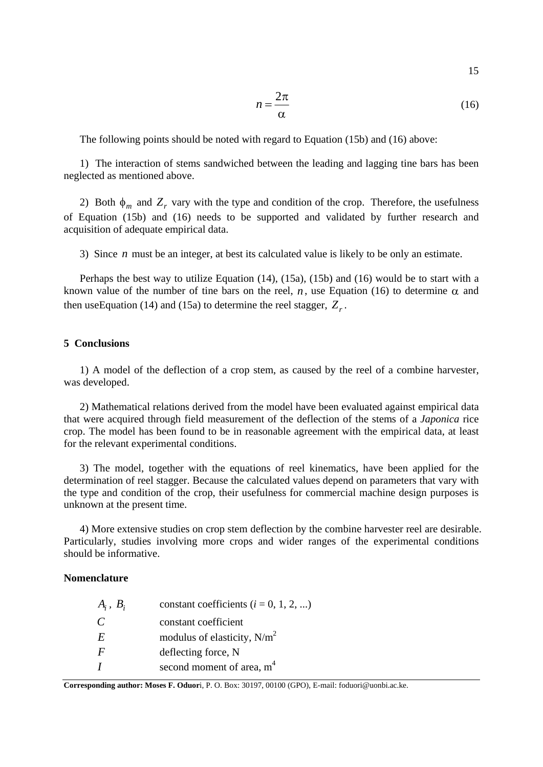$$n = \frac{2\pi}{\alpha} \tag{16}$$

The following points should be noted with regard to Equation (15b) and (16) above:

1) The interaction of stems sandwiched between the leading and lagging tine bars has been neglected as mentioned above.

2) Both $\phi_m$ and $Z_r$ vary with the type and condition of the crop. Therefore, the usefulness of Equation (15b) and (16) needs to be supported and validated by further research and acquisition of adequate empirical data.

3) Since $n$ must be an integer, at best its calculated value is likely to be only an estimate.

Perhaps the best way to utilize Equation (14), (15a), (15b) and (16) would be to start with a known value of the number of tine bars on the reel, $n$, use Equation (16) to determine $\alpha$ and then useEquation (14) and (15a) to determine the reel stagger, $Z_r$.

## 5 Conclusions

1) A model of the deflection of a crop stem, as caused by the reel of a combine harvester, was developed.

2) Mathematical relations derived from the model have been evaluated against empirical data that were acquired through field measurement of the deflection of the stems of a *Japonica* rice crop. The model has been found to be in reasonable agreement with the empirical data, at least for the relevant experimental conditions.

3) The model, together with the equations of reel kinematics, have been applied for the determination of reel stagger. Because the calculated values depend on parameters that vary with the type and condition of the crop, their usefulness for commercial machine design purposes is unknown at the present time.

4) More extensive studies on crop stem deflection by the combine harvester reel are desirable. Particularly, studies involving more crops and wider ranges of the experimental conditions should be informative.

## Nomenclature

| | |
|---|---|
| $A_i$, $B_i$ | constant coefficients ($i$ = 0, 1, 2, ...) |
| $C$ | constant coefficient |
| $E$ | modulus of elasticity, $N/m^2$ |
| $F$ | deflecting force, N |
| $I$ | second moment of area, $m^4$ |

**Corresponding author: Moses F. Oduor**i, P. O. Box: 30197, 00100 (GPO), E-mail: foduori@uonbi.ac.ke.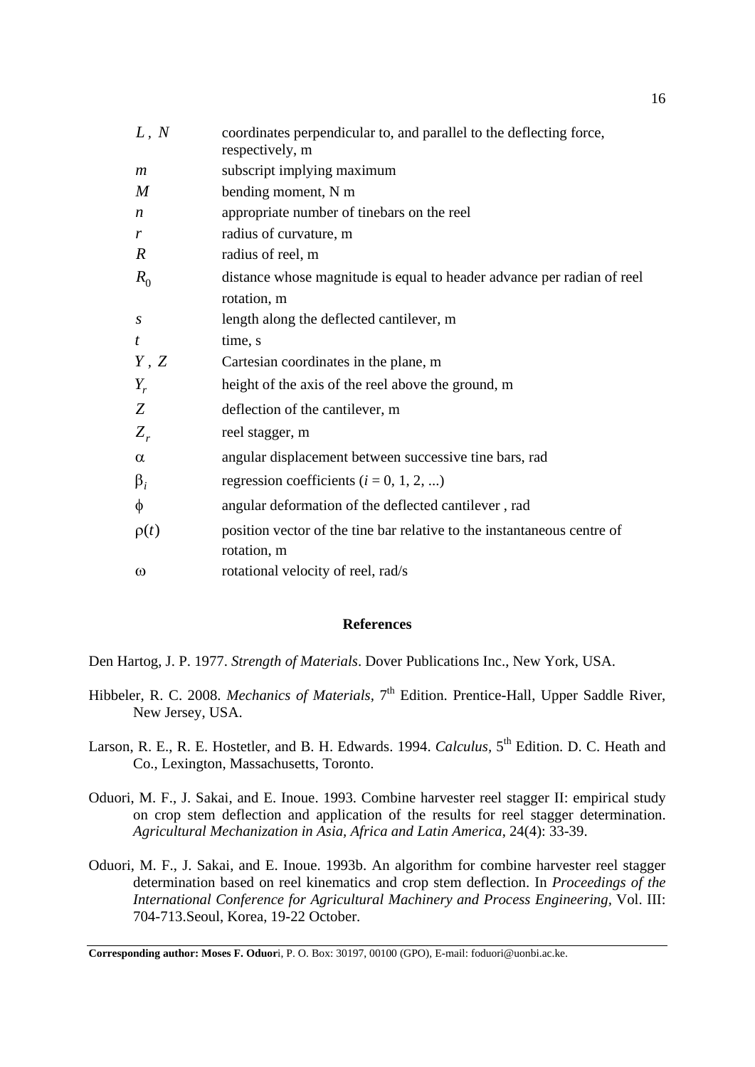| | |
|---|---|
| $L$, $N$ | coordinates perpendicular to, and parallel to the deflecting force, respectively, m |
| $m$ | subscript implying maximum |
| $M$ | bending moment, N m |
| $n$ | appropriate number of tinebars on the reel |
| $r$ | radius of curvature, m |
| $R$ | radius of reel, m |
| $R_0$ | distance whose magnitude is equal to header advance per radian of reel rotation, m |
| $s$ | length along the deflected cantilever, m |
| $t$ | time, s |
| $Y$, $Z$ | Cartesian coordinates in the plane, m |
| $Y_r$ | height of the axis of the reel above the ground, m |
| $Z$ | deflection of the cantilever, m |
| $Z_r$ | reel stagger, m |
| $\alpha$ | angular displacement between successive tine bars, rad |
| $\beta_i$ | regression coefficients ($i$ = 0, 1, 2, ...) |
| $\phi$ | angular deformation of the deflected cantilever , rad |
| $\rho(t)$ | position vector of the tine bar relative to the instantaneous centre of rotation, m |
| $\omega$ | rotational velocity of reel, rad/s |

## References

Den Hartog, J. P. 1977. *Strength of Materials*. Dover Publications Inc., New York, USA.

Hibbeler, R. C. 2008. *Mechanics of Materials*, 7th Edition. Prentice-Hall, Upper Saddle River, New Jersey, USA.

Larson, R. E., R. E. Hostetler, and B. H. Edwards. 1994. *Calculus*, 5th Edition. D. C. Heath and Co., Lexington, Massachusetts, Toronto.

Oduori, M. F., J. Sakai, and E. Inoue. 1993. Combine harvester reel stagger II: empirical study on crop stem deflection and application of the results for reel stagger determination. *Agricultural Mechanization in Asia, Africa and Latin America*, 24(4): 33-39.

Oduori, M. F., J. Sakai, and E. Inoue. 1993b. An algorithm for combine harvester reel stagger determination based on reel kinematics and crop stem deflection. In *Proceedings of the International Conference for Agricultural Machinery and Process Engineering*, Vol. III: 704-713.Seoul, Korea, 19-22 October.

**Corresponding author: Moses F. Oduor**i, P. O. Box: 30197, 00100 (GPO), E-mail: foduori@uonbi.ac.ke.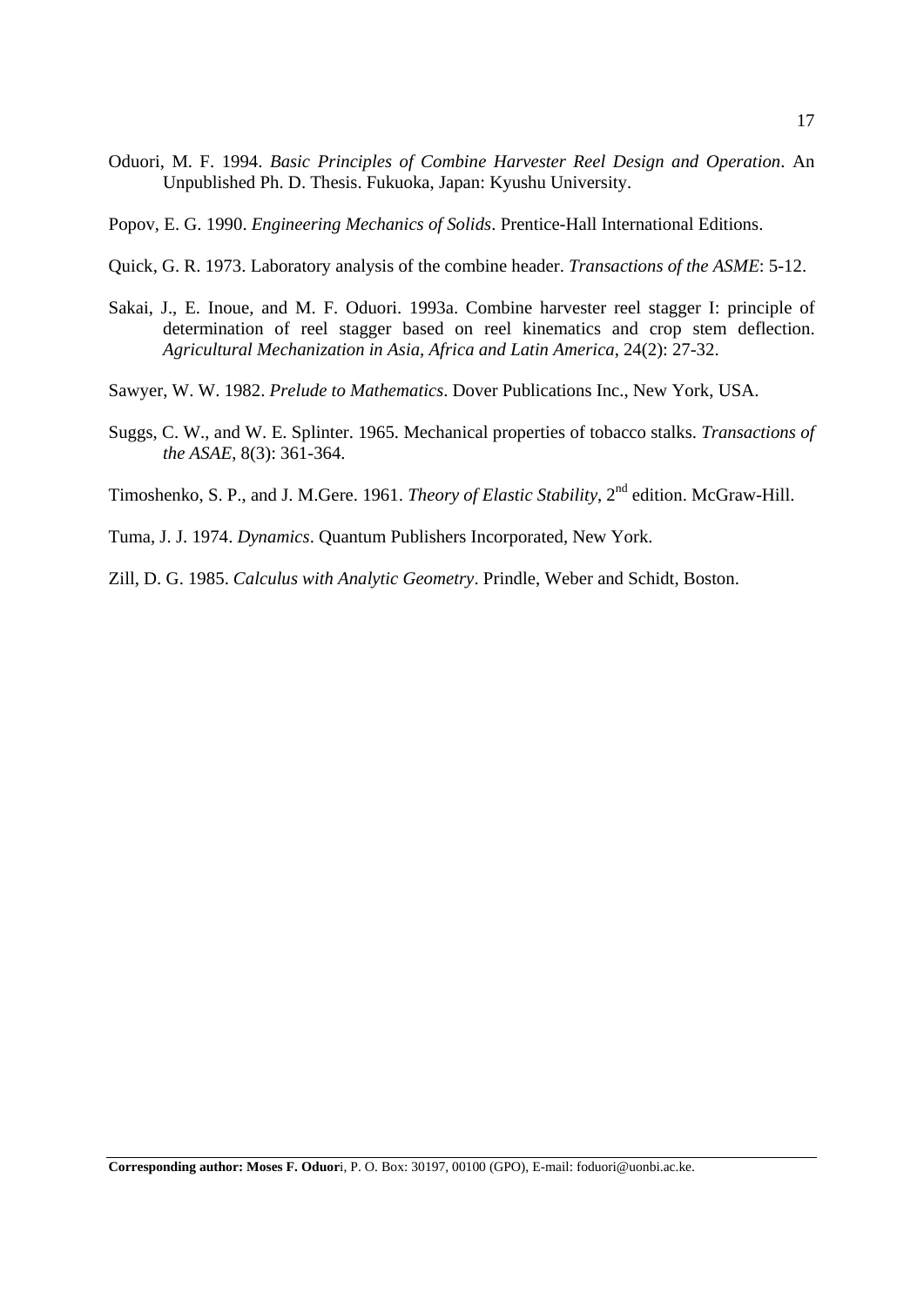Oduori, M. F. 1994. *Basic Principles of Combine Harvester Reel Design and Operation*. An Unpublished Ph. D. Thesis. Fukuoka, Japan: Kyushu University.

Popov, E. G. 1990. *Engineering Mechanics of Solids*. Prentice-Hall International Editions.

Quick, G. R. 1973. Laboratory analysis of the combine header. *Transactions of the ASME*: 5-12.

Sakai, J., E. Inoue, and M. F. Oduori. 1993a. Combine harvester reel stagger I: principle of determination of reel stagger based on reel kinematics and crop stem deflection. *Agricultural Mechanization in Asia, Africa and Latin America*, 24(2): 27-32.

Sawyer, W. W. 1982. *Prelude to Mathematics*. Dover Publications Inc., New York, USA.

Suggs, C. W., and W. E. Splinter. 1965. Mechanical properties of tobacco stalks. *Transactions of the ASAE*, 8(3): 361-364.

Timoshenko, S. P., and J. M.Gere. 1961. *Theory of Elastic Stability*, 2nd edition. McGraw-Hill.

Tuma, J. J. 1974. *Dynamics*. Quantum Publishers Incorporated, New York.

Zill, D. G. 1985. *Calculus with Analytic Geometry*. Prindle, Weber and Schidt, Boston.

**Corresponding author: Moses F. Oduor**i, P. O. Box: 30197, 00100 (GPO), E-mail: foduori@uonbi.ac.ke.